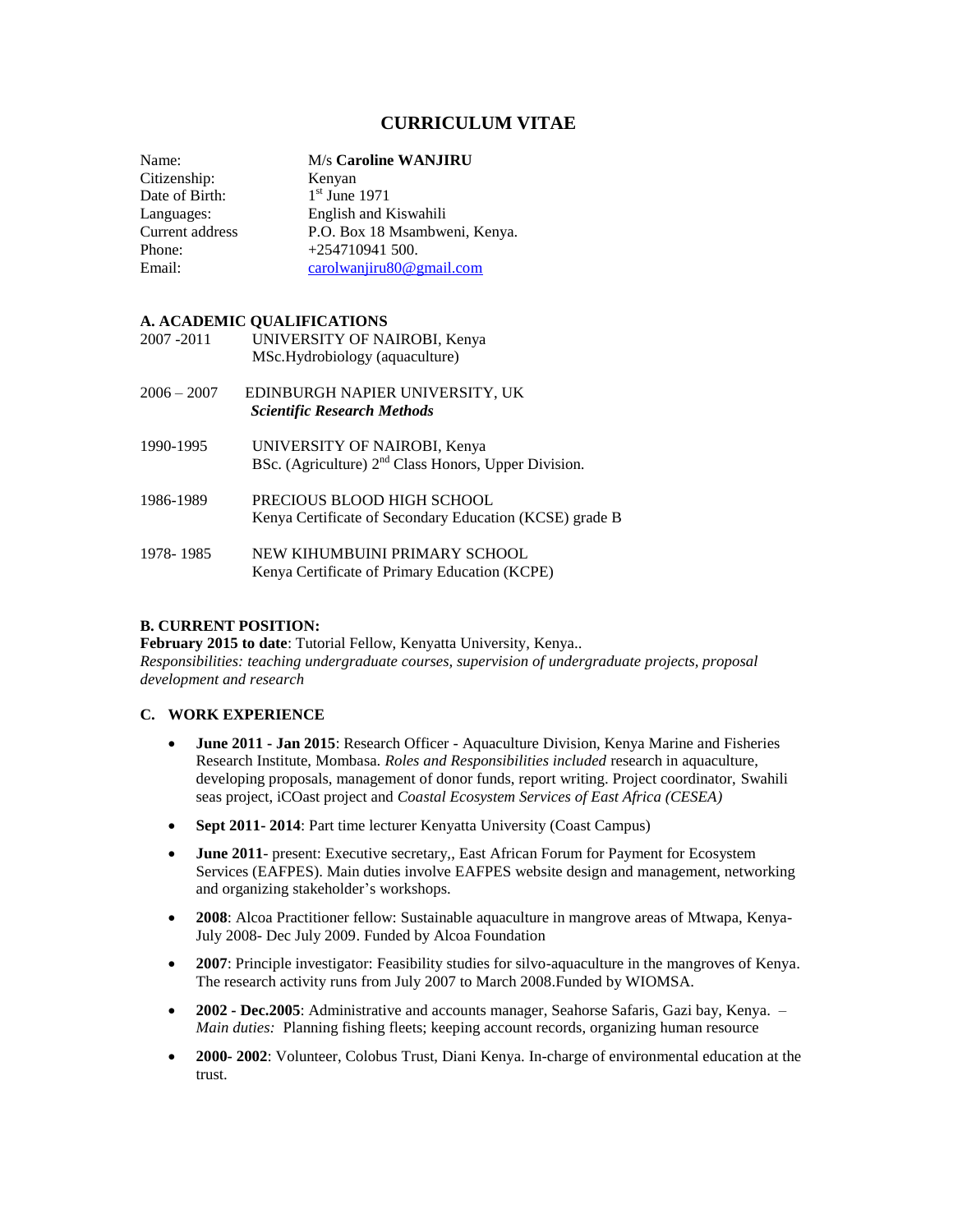# CURRICULUM VITAE

| | |
|---|---|
| Name: | M/s **Caroline WANJIRU** |
| Citizenship: | Kenyan |
| Date of Birth: | 1st June 1971 |
| Languages: | English and Kiswahili |
| Current address | P.O. Box 18 Msambweni, Kenya. |
| Phone: | +254710941 500. |
| Email: | carolwanjiru80@gmail.com |

## A. ACADEMIC QUALIFICATIONS

| | |
|---|---|
| 2007 -2011 | UNIVERSITY OF NAIROBI, Kenya<br>MSc.Hydrobiology (aquaculture) |
| 2006 – 2007 | EDINBURGH NAPIER UNIVERSITY, UK<br>***Scientific Research Methods*** |
| 1990-1995 | UNIVERSITY OF NAIROBI, Kenya<br>BSc. (Agriculture) 2nd Class Honors, Upper Division. |
| 1986-1989 | PRECIOUS BLOOD HIGH SCHOOL<br>Kenya Certificate of Secondary Education (KCSE) grade B |
| 1978- 1985 | NEW KIHUMBUINI PRIMARY SCHOOL<br>Kenya Certificate of Primary Education (KCPE) |

## B. CURRENT POSITION:

**February 2015 to date**: Tutorial Fellow, Kenyatta University, Kenya..
*Responsibilities: teaching undergraduate courses, supervision of undergraduate projects, proposal development and research*

## C. WORK EXPERIENCE

- **June 2011 - Jan 2015**: Research Officer - Aquaculture Division, Kenya Marine and Fisheries Research Institute, Mombasa. *Roles and Responsibilities included* research in aquaculture, developing proposals, management of donor funds, report writing. Project coordinator, Swahili seas project, iCOast project and *Coastal Ecosystem Services of East Africa (CESEA)*
- **Sept 2011- 2014**: Part time lecturer Kenyatta University (Coast Campus)
- **June 2011**- present: Executive secretary,, East African Forum for Payment for Ecosystem Services (EAFPES). Main duties involve EAFPES website design and management, networking and organizing stakeholder's workshops.
- **2008**: Alcoa Practitioner fellow: Sustainable aquaculture in mangrove areas of Mtwapa, Kenya-July 2008- Dec July 2009. Funded by Alcoa Foundation
- **2007**: Principle investigator: Feasibility studies for silvo-aquaculture in the mangroves of Kenya. The research activity runs from July 2007 to March 2008.Funded by WIOMSA.
- **2002 - Dec.2005**: Administrative and accounts manager, Seahorse Safaris, Gazi bay, Kenya. – *Main duties:* Planning fishing fleets; keeping account records, organizing human resource
- **2000- 2002**: Volunteer, Colobus Trust, Diani Kenya. In-charge of environmental education at the trust.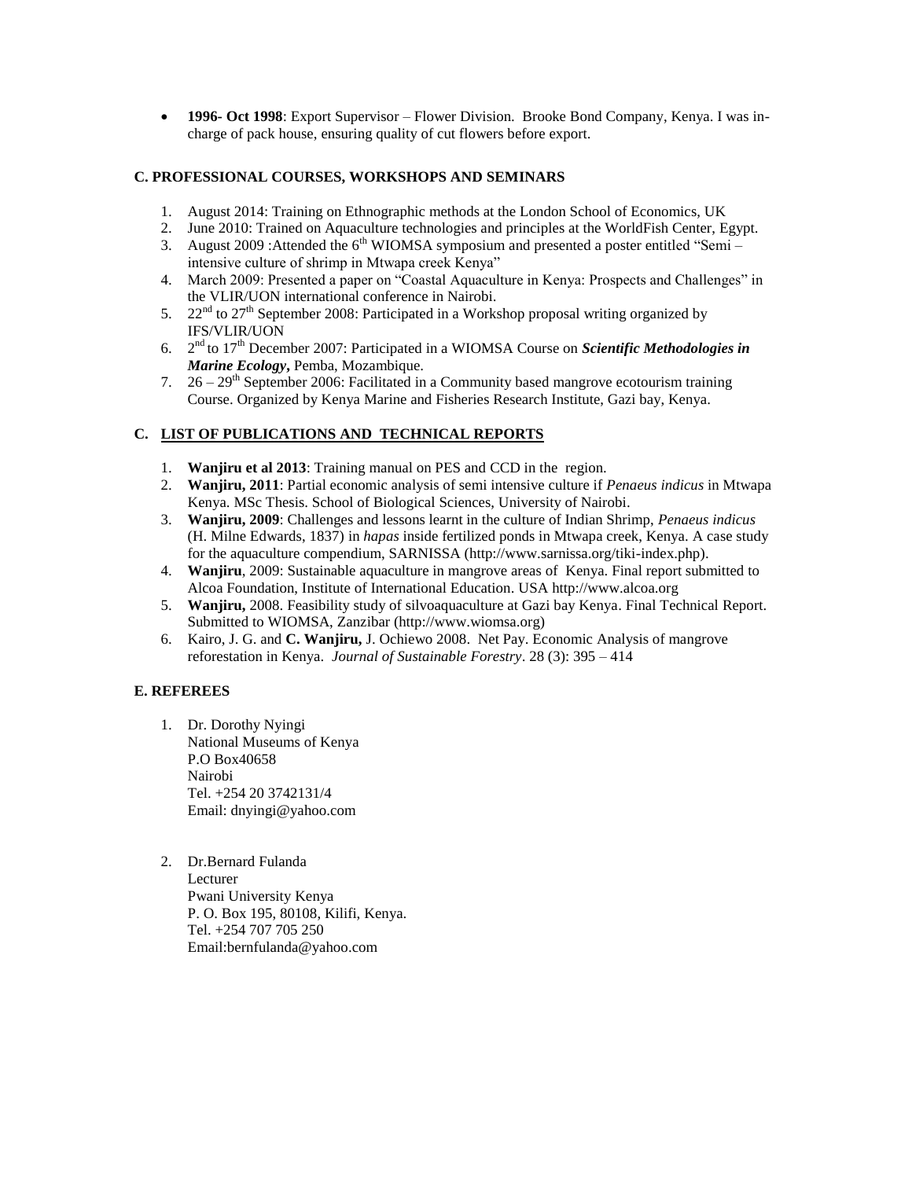- **1996- Oct 1998**: Export Supervisor – Flower Division. Brooke Bond Company, Kenya. I was in-charge of pack house, ensuring quality of cut flowers before export.

### C. PROFESSIONAL COURSES, WORKSHOPS AND SEMINARS

1. August 2014: Training on Ethnographic methods at the London School of Economics, UK
2. June 2010: Trained on Aquaculture technologies and principles at the WorldFish Center, Egypt.
3. August 2009 :Attended the 6th WIOMSA symposium and presented a poster entitled "Semi – intensive culture of shrimp in Mtwapa creek Kenya"
4. March 2009: Presented a paper on "Coastal Aquaculture in Kenya: Prospects and Challenges" in the VLIR/UON international conference in Nairobi.
5. 22nd to 27th September 2008: Participated in a Workshop proposal writing organized by IFS/VLIR/UON
6. 2nd to 17th December 2007: Participated in a WIOMSA Course on ***Scientific Methodologies in Marine Ecology***, Pemba, Mozambique.
7. 26 – 29th September 2006: Facilitated in a Community based mangrove ecotourism training Course. Organized by Kenya Marine and Fisheries Research Institute, Gazi bay, Kenya.

### C. LIST OF PUBLICATIONS AND TECHNICAL REPORTS

1. **Wanjiru et al 2013**: Training manual on PES and CCD in the region.
2. **Wanjiru, 2011**: Partial economic analysis of semi intensive culture if *Penaeus indicus* in Mtwapa Kenya. MSc Thesis. School of Biological Sciences, University of Nairobi.
3. **Wanjiru, 2009**: Challenges and lessons learnt in the culture of Indian Shrimp, *Penaeus indicus* (H. Milne Edwards, 1837) in *hapas* inside fertilized ponds in Mtwapa creek, Kenya. A case study for the aquaculture compendium, SARNISSA (http://www.sarnissa.org/tiki-index.php).
4. **Wanjiru**, 2009: Sustainable aquaculture in mangrove areas of Kenya. Final report submitted to Alcoa Foundation, Institute of International Education. USA http://www.alcoa.org
5. **Wanjiru,** 2008. Feasibility study of silvoaquaculture at Gazi bay Kenya. Final Technical Report. Submitted to WIOMSA, Zanzibar (http://www.wiomsa.org)
6. Kairo, J. G. and **C. Wanjiru,** J. Ochiewo 2008. Net Pay. Economic Analysis of mangrove reforestation in Kenya. *Journal of Sustainable Forestry*. 28 (3): 395 – 414

### E. REFEREES

1. Dr. Dorothy Nyingi
   National Museums of Kenya
   P.O Box40658
   Nairobi
   Tel. +254 20 3742131/4
   Email: dnyingi@yahoo.com

2. Dr.Bernard Fulanda
   Lecturer
   Pwani University Kenya
   P. O. Box 195, 80108, Kilifi, Kenya.
   Tel. +254 707 705 250
   Email:bernfulanda@yahoo.com